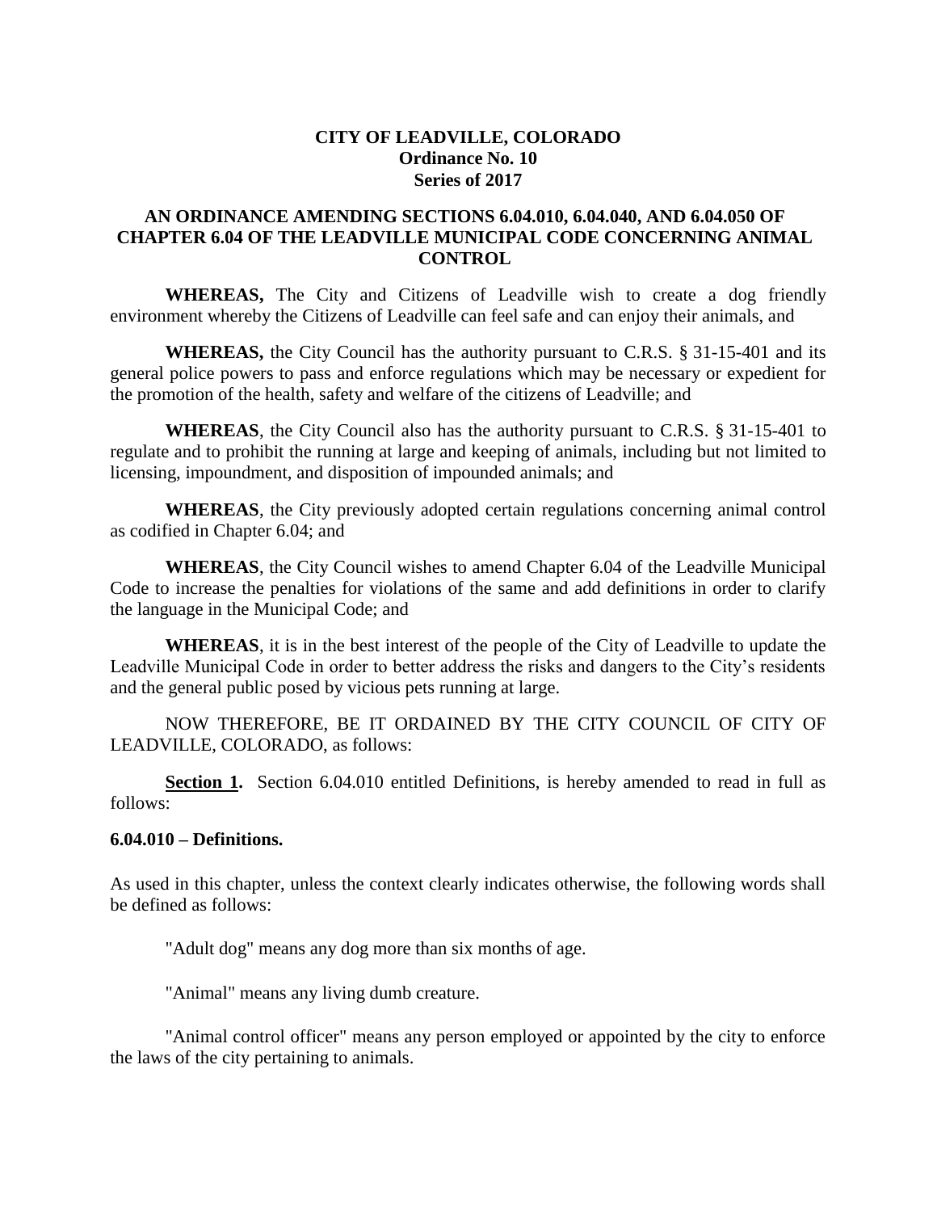# CITY OF LEADVILLE, COLORADO
## Ordinance No. 10
## Series of 2017

## AN ORDINANCE AMENDING SECTIONS 6.04.010, 6.04.040, AND 6.04.050 OF CHAPTER 6.04 OF THE LEADVILLE MUNICIPAL CODE CONCERNING ANIMAL CONTROL

**WHEREAS,** The City and Citizens of Leadville wish to create a dog friendly environment whereby the Citizens of Leadville can feel safe and can enjoy their animals, and

**WHEREAS,** the City Council has the authority pursuant to C.R.S. § 31-15-401 and its general police powers to pass and enforce regulations which may be necessary or expedient for the promotion of the health, safety and welfare of the citizens of Leadville; and

**WHEREAS**, the City Council also has the authority pursuant to C.R.S. § 31-15-401 to regulate and to prohibit the running at large and keeping of animals, including but not limited to licensing, impoundment, and disposition of impounded animals; and

**WHEREAS**, the City previously adopted certain regulations concerning animal control as codified in Chapter 6.04; and

**WHEREAS**, the City Council wishes to amend Chapter 6.04 of the Leadville Municipal Code to increase the penalties for violations of the same and add definitions in order to clarify the language in the Municipal Code; and

**WHEREAS**, it is in the best interest of the people of the City of Leadville to update the Leadville Municipal Code in order to better address the risks and dangers to the City's residents and the general public posed by vicious pets running at large.

NOW THEREFORE, BE IT ORDAINED BY THE CITY COUNCIL OF CITY OF LEADVILLE, COLORADO, as follows:

**Section 1.** Section 6.04.010 entitled Definitions, is hereby amended to read in full as follows:

**6.04.010 – Definitions.**

As used in this chapter, unless the context clearly indicates otherwise, the following words shall be defined as follows:

"Adult dog" means any dog more than six months of age.

"Animal" means any living dumb creature.

"Animal control officer" means any person employed or appointed by the city to enforce the laws of the city pertaining to animals.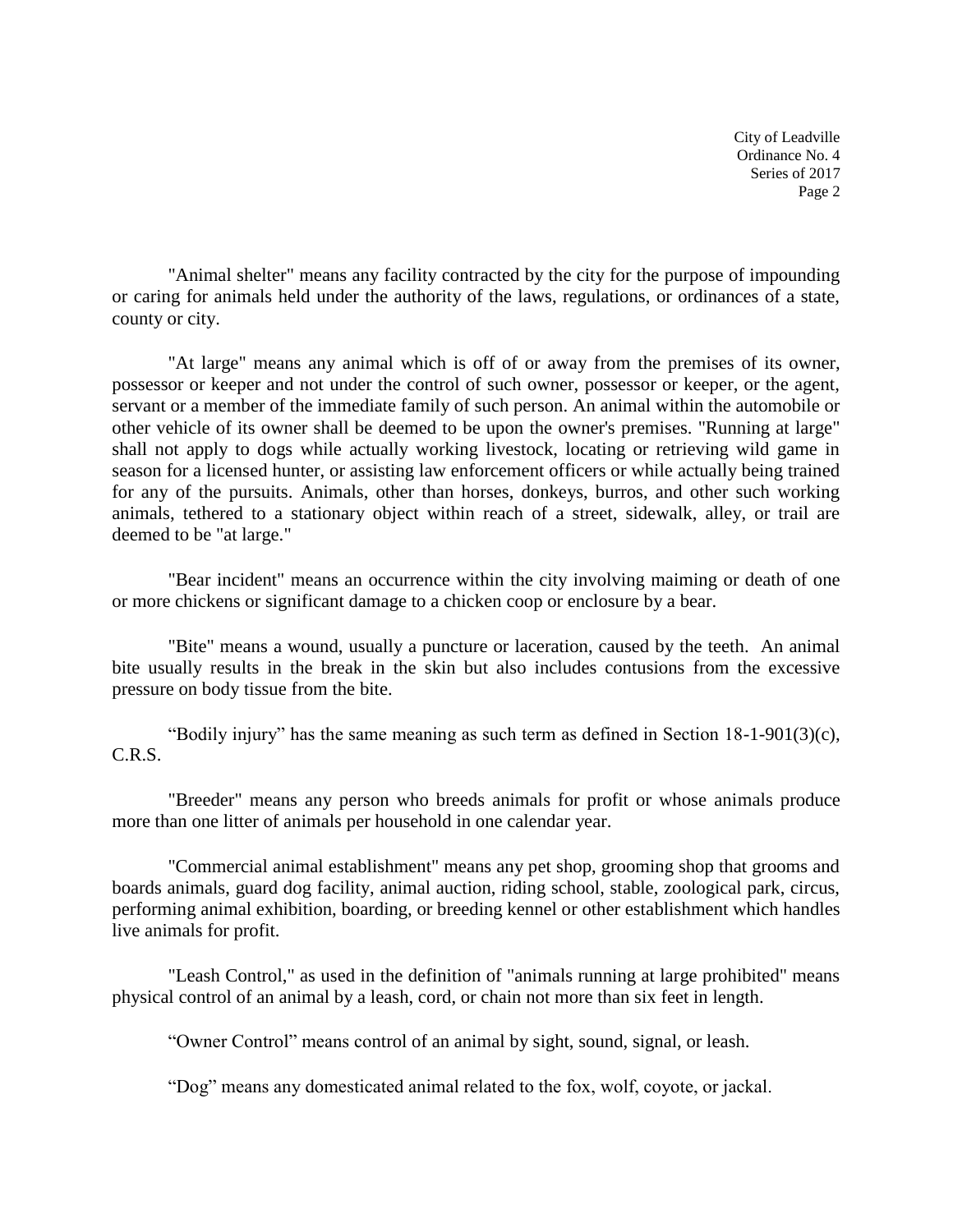"Animal shelter" means any facility contracted by the city for the purpose of impounding or caring for animals held under the authority of the laws, regulations, or ordinances of a state, county or city.

"At large" means any animal which is off of or away from the premises of its owner, possessor or keeper and not under the control of such owner, possessor or keeper, or the agent, servant or a member of the immediate family of such person. An animal within the automobile or other vehicle of its owner shall be deemed to be upon the owner's premises. "Running at large" shall not apply to dogs while actually working livestock, locating or retrieving wild game in season for a licensed hunter, or assisting law enforcement officers or while actually being trained for any of the pursuits. Animals, other than horses, donkeys, burros, and other such working animals, tethered to a stationary object within reach of a street, sidewalk, alley, or trail are deemed to be "at large."

"Bear incident" means an occurrence within the city involving maiming or death of one or more chickens or significant damage to a chicken coop or enclosure by a bear.

"Bite" means a wound, usually a puncture or laceration, caused by the teeth. An animal bite usually results in the break in the skin but also includes contusions from the excessive pressure on body tissue from the bite.

"Bodily injury" has the same meaning as such term as defined in Section 18-1-901(3)(c), C.R.S.

"Breeder" means any person who breeds animals for profit or whose animals produce more than one litter of animals per household in one calendar year.

"Commercial animal establishment" means any pet shop, grooming shop that grooms and boards animals, guard dog facility, animal auction, riding school, stable, zoological park, circus, performing animal exhibition, boarding, or breeding kennel or other establishment which handles live animals for profit.

"Leash Control," as used in the definition of "animals running at large prohibited" means physical control of an animal by a leash, cord, or chain not more than six feet in length.

"Owner Control" means control of an animal by sight, sound, signal, or leash.

"Dog" means any domesticated animal related to the fox, wolf, coyote, or jackal.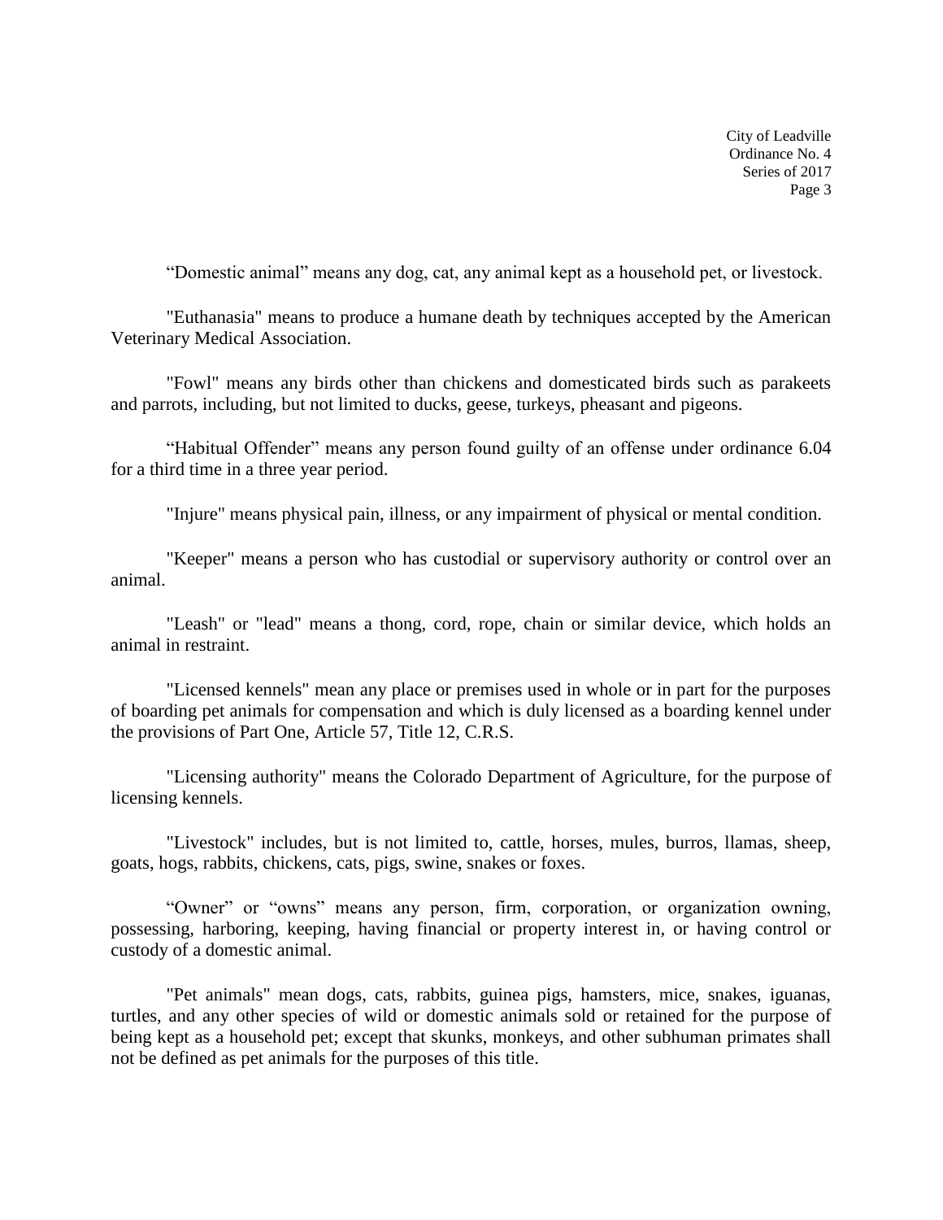"Domestic animal" means any dog, cat, any animal kept as a household pet, or livestock.

"Euthanasia" means to produce a humane death by techniques accepted by the American Veterinary Medical Association.

"Fowl" means any birds other than chickens and domesticated birds such as parakeets and parrots, including, but not limited to ducks, geese, turkeys, pheasant and pigeons.

"Habitual Offender" means any person found guilty of an offense under ordinance 6.04 for a third time in a three year period.

"Injure" means physical pain, illness, or any impairment of physical or mental condition.

"Keeper" means a person who has custodial or supervisory authority or control over an animal.

"Leash" or "lead" means a thong, cord, rope, chain or similar device, which holds an animal in restraint.

"Licensed kennels" mean any place or premises used in whole or in part for the purposes of boarding pet animals for compensation and which is duly licensed as a boarding kennel under the provisions of Part One, Article 57, Title 12, C.R.S.

"Licensing authority" means the Colorado Department of Agriculture, for the purpose of licensing kennels.

"Livestock" includes, but is not limited to, cattle, horses, mules, burros, llamas, sheep, goats, hogs, rabbits, chickens, cats, pigs, swine, snakes or foxes.

"Owner" or "owns" means any person, firm, corporation, or organization owning, possessing, harboring, keeping, having financial or property interest in, or having control or custody of a domestic animal.

"Pet animals" mean dogs, cats, rabbits, guinea pigs, hamsters, mice, snakes, iguanas, turtles, and any other species of wild or domestic animals sold or retained for the purpose of being kept as a household pet; except that skunks, monkeys, and other subhuman primates shall not be defined as pet animals for the purposes of this title.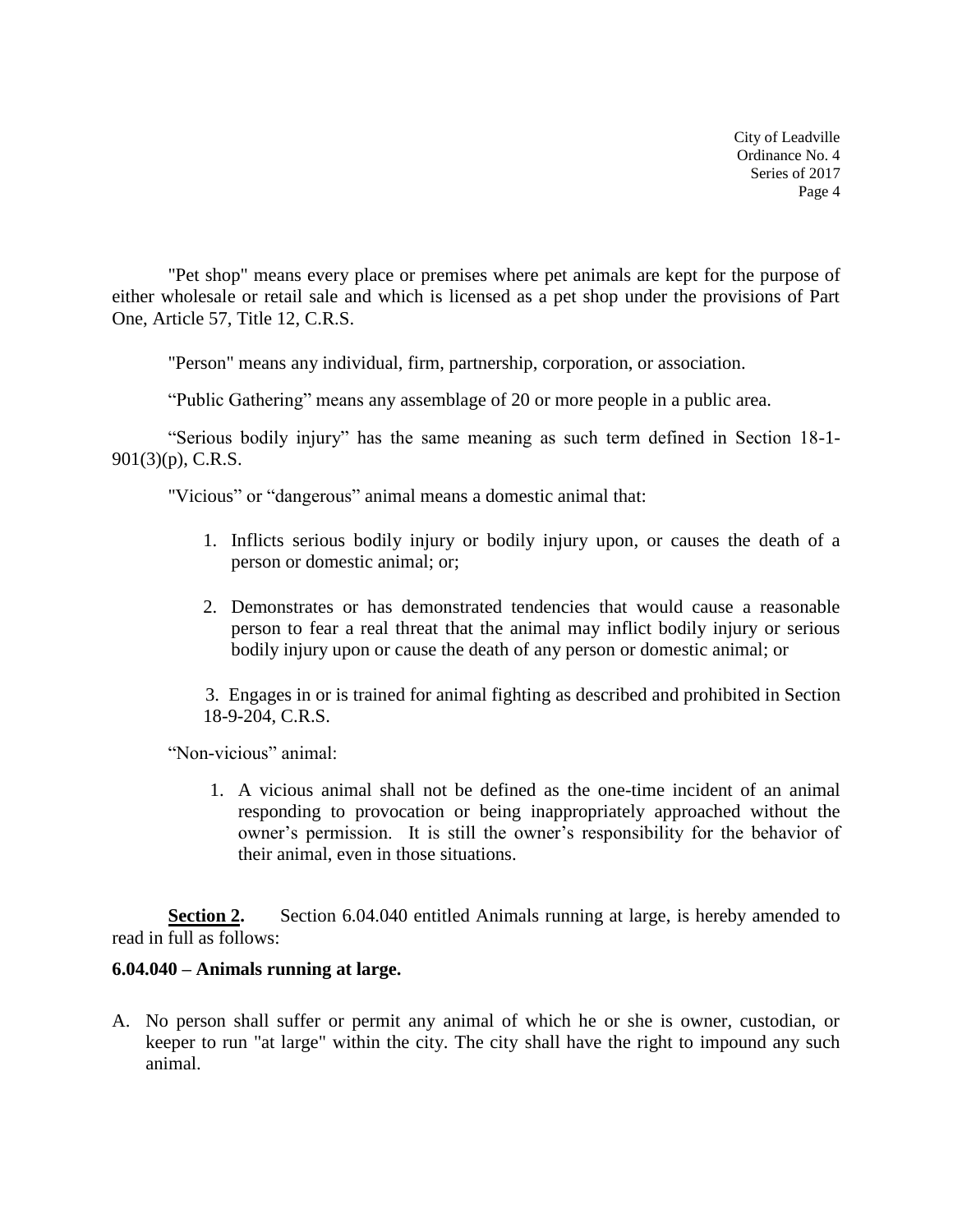"Pet shop" means every place or premises where pet animals are kept for the purpose of either wholesale or retail sale and which is licensed as a pet shop under the provisions of Part One, Article 57, Title 12, C.R.S.

"Person" means any individual, firm, partnership, corporation, or association.

"Public Gathering" means any assemblage of 20 or more people in a public area.

"Serious bodily injury" has the same meaning as such term defined in Section 18-1-901(3)(p), C.R.S.

"Vicious" or "dangerous" animal means a domestic animal that:

1. Inflicts serious bodily injury or bodily injury upon, or causes the death of a person or domestic animal; or;
2. Demonstrates or has demonstrated tendencies that would cause a reasonable person to fear a real threat that the animal may inflict bodily injury or serious bodily injury upon or cause the death of any person or domestic animal; or
3. Engages in or is trained for animal fighting as described and prohibited in Section 18-9-204, C.R.S.

"Non-vicious" animal:

1. A vicious animal shall not be defined as the one-time incident of an animal responding to provocation or being inappropriately approached without the owner's permission. It is still the owner's responsibility for the behavior of their animal, even in those situations.

**Section 2.** Section 6.04.040 entitled Animals running at large, is hereby amended to read in full as follows:

**6.04.040 – Animals running at large.**

A. No person shall suffer or permit any animal of which he or she is owner, custodian, or keeper to run "at large" within the city. The city shall have the right to impound any such animal.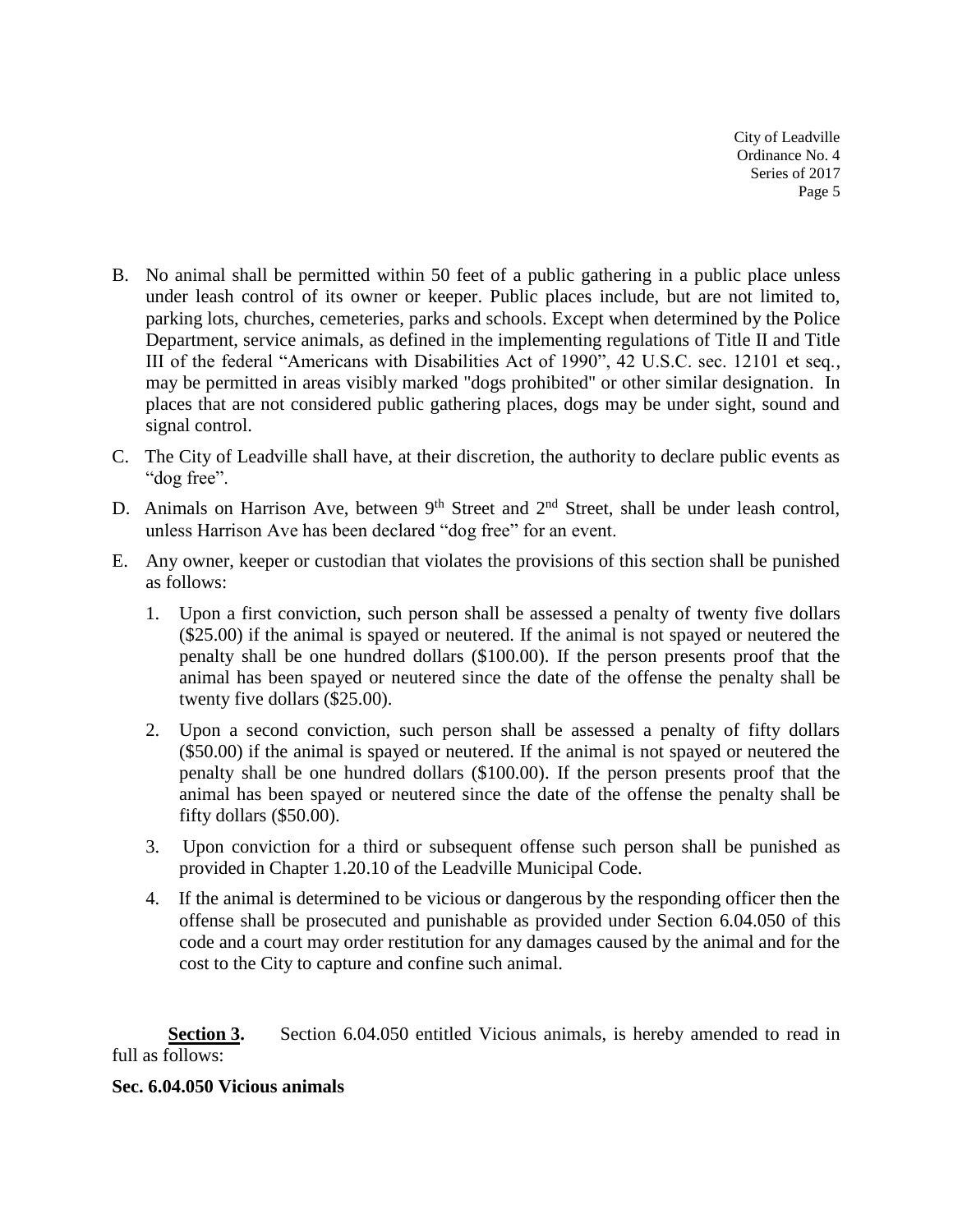B. No animal shall be permitted within 50 feet of a public gathering in a public place unless under leash control of its owner or keeper. Public places include, but are not limited to, parking lots, churches, cemeteries, parks and schools. Except when determined by the Police Department, service animals, as defined in the implementing regulations of Title II and Title III of the federal "Americans with Disabilities Act of 1990", 42 U.S.C. sec. 12101 et seq., may be permitted in areas visibly marked "dogs prohibited" or other similar designation. In places that are not considered public gathering places, dogs may be under sight, sound and signal control.

C. The City of Leadville shall have, at their discretion, the authority to declare public events as "dog free".

D. Animals on Harrison Ave, between 9th Street and 2nd Street, shall be under leash control, unless Harrison Ave has been declared "dog free" for an event.

E. Any owner, keeper or custodian that violates the provisions of this section shall be punished as follows:

   1. Upon a first conviction, such person shall be assessed a penalty of twenty five dollars ($25.00) if the animal is spayed or neutered. If the animal is not spayed or neutered the penalty shall be one hundred dollars ($100.00). If the person presents proof that the animal has been spayed or neutered since the date of the offense the penalty shall be twenty five dollars ($25.00).

   2. Upon a second conviction, such person shall be assessed a penalty of fifty dollars ($50.00) if the animal is spayed or neutered. If the animal is not spayed or neutered the penalty shall be one hundred dollars ($100.00). If the person presents proof that the animal has been spayed or neutered since the date of the offense the penalty shall be fifty dollars ($50.00).

   3. Upon conviction for a third or subsequent offense such person shall be punished as provided in Chapter 1.20.10 of the Leadville Municipal Code.

   4. If the animal is determined to be vicious or dangerous by the responding officer then the offense shall be prosecuted and punishable as provided under Section 6.04.050 of this code and a court may order restitution for any damages caused by the animal and for the cost to the City to capture and confine such animal.

**Section 3.** Section 6.04.050 entitled Vicious animals, is hereby amended to read in full as follows:

**Sec. 6.04.050 Vicious animals**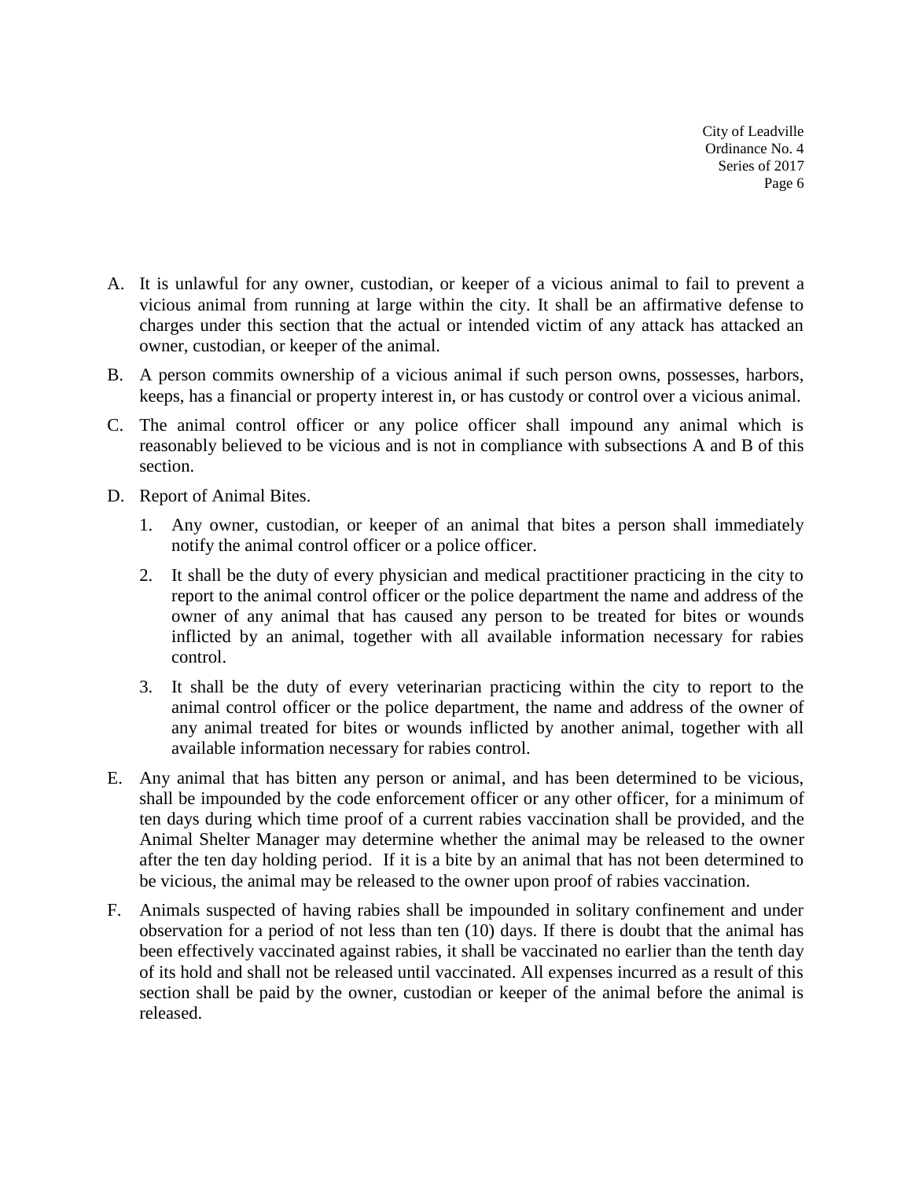A. It is unlawful for any owner, custodian, or keeper of a vicious animal to fail to prevent a vicious animal from running at large within the city. It shall be an affirmative defense to charges under this section that the actual or intended victim of any attack has attacked an owner, custodian, or keeper of the animal.

B. A person commits ownership of a vicious animal if such person owns, possesses, harbors, keeps, has a financial or property interest in, or has custody or control over a vicious animal.

C. The animal control officer or any police officer shall impound any animal which is reasonably believed to be vicious and is not in compliance with subsections A and B of this section.

D. Report of Animal Bites.

   1. Any owner, custodian, or keeper of an animal that bites a person shall immediately notify the animal control officer or a police officer.

   2. It shall be the duty of every physician and medical practitioner practicing in the city to report to the animal control officer or the police department the name and address of the owner of any animal that has caused any person to be treated for bites or wounds inflicted by an animal, together with all available information necessary for rabies control.

   3. It shall be the duty of every veterinarian practicing within the city to report to the animal control officer or the police department, the name and address of the owner of any animal treated for bites or wounds inflicted by another animal, together with all available information necessary for rabies control.

E. Any animal that has bitten any person or animal, and has been determined to be vicious, shall be impounded by the code enforcement officer or any other officer, for a minimum of ten days during which time proof of a current rabies vaccination shall be provided, and the Animal Shelter Manager may determine whether the animal may be released to the owner after the ten day holding period. If it is a bite by an animal that has not been determined to be vicious, the animal may be released to the owner upon proof of rabies vaccination.

F. Animals suspected of having rabies shall be impounded in solitary confinement and under observation for a period of not less than ten (10) days. If there is doubt that the animal has been effectively vaccinated against rabies, it shall be vaccinated no earlier than the tenth day of its hold and shall not be released until vaccinated. All expenses incurred as a result of this section shall be paid by the owner, custodian or keeper of the animal before the animal is released.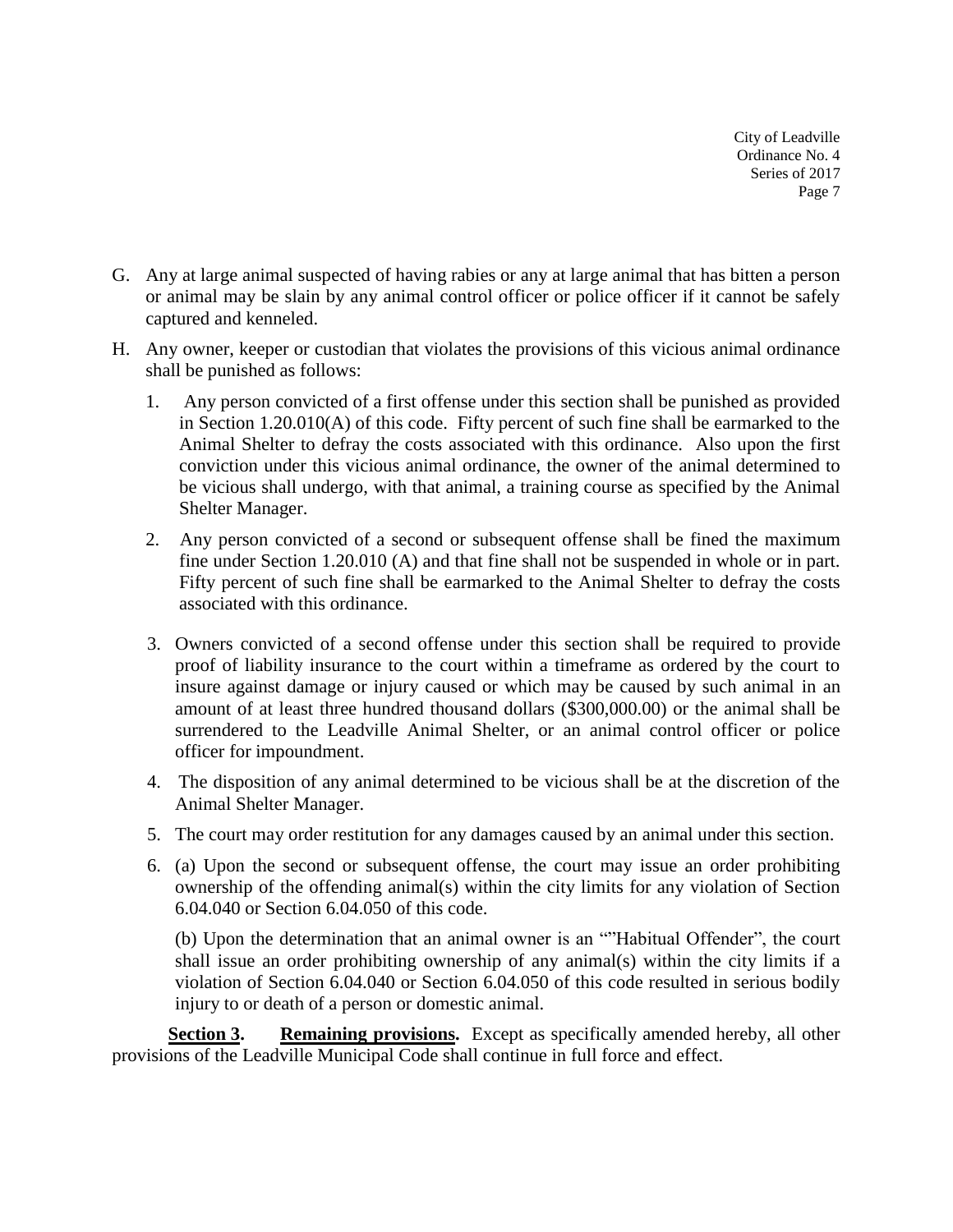G. Any at large animal suspected of having rabies or any at large animal that has bitten a person or animal may be slain by any animal control officer or police officer if it cannot be safely captured and kenneled.

H. Any owner, keeper or custodian that violates the provisions of this vicious animal ordinance shall be punished as follows:

   1. Any person convicted of a first offense under this section shall be punished as provided in Section 1.20.010(A) of this code. Fifty percent of such fine shall be earmarked to the Animal Shelter to defray the costs associated with this ordinance. Also upon the first conviction under this vicious animal ordinance, the owner of the animal determined to be vicious shall undergo, with that animal, a training course as specified by the Animal Shelter Manager.

   2. Any person convicted of a second or subsequent offense shall be fined the maximum fine under Section 1.20.010 (A) and that fine shall not be suspended in whole or in part. Fifty percent of such fine shall be earmarked to the Animal Shelter to defray the costs associated with this ordinance.

   3. Owners convicted of a second offense under this section shall be required to provide proof of liability insurance to the court within a timeframe as ordered by the court to insure against damage or injury caused or which may be caused by such animal in an amount of at least three hundred thousand dollars ($300,000.00) or the animal shall be surrendered to the Leadville Animal Shelter, or an animal control officer or police officer for impoundment.

   4. The disposition of any animal determined to be vicious shall be at the discretion of the Animal Shelter Manager.

   5. The court may order restitution for any damages caused by an animal under this section.

   6. (a) Upon the second or subsequent offense, the court may issue an order prohibiting ownership of the offending animal(s) within the city limits for any violation of Section 6.04.040 or Section 6.04.050 of this code.

      (b) Upon the determination that an animal owner is an ""Habitual Offender", the court shall issue an order prohibiting ownership of any animal(s) within the city limits if a violation of Section 6.04.040 or Section 6.04.050 of this code resulted in serious bodily injury to or death of a person or domestic animal.

**Section 3.** **Remaining provisions.** Except as specifically amended hereby, all other provisions of the Leadville Municipal Code shall continue in full force and effect.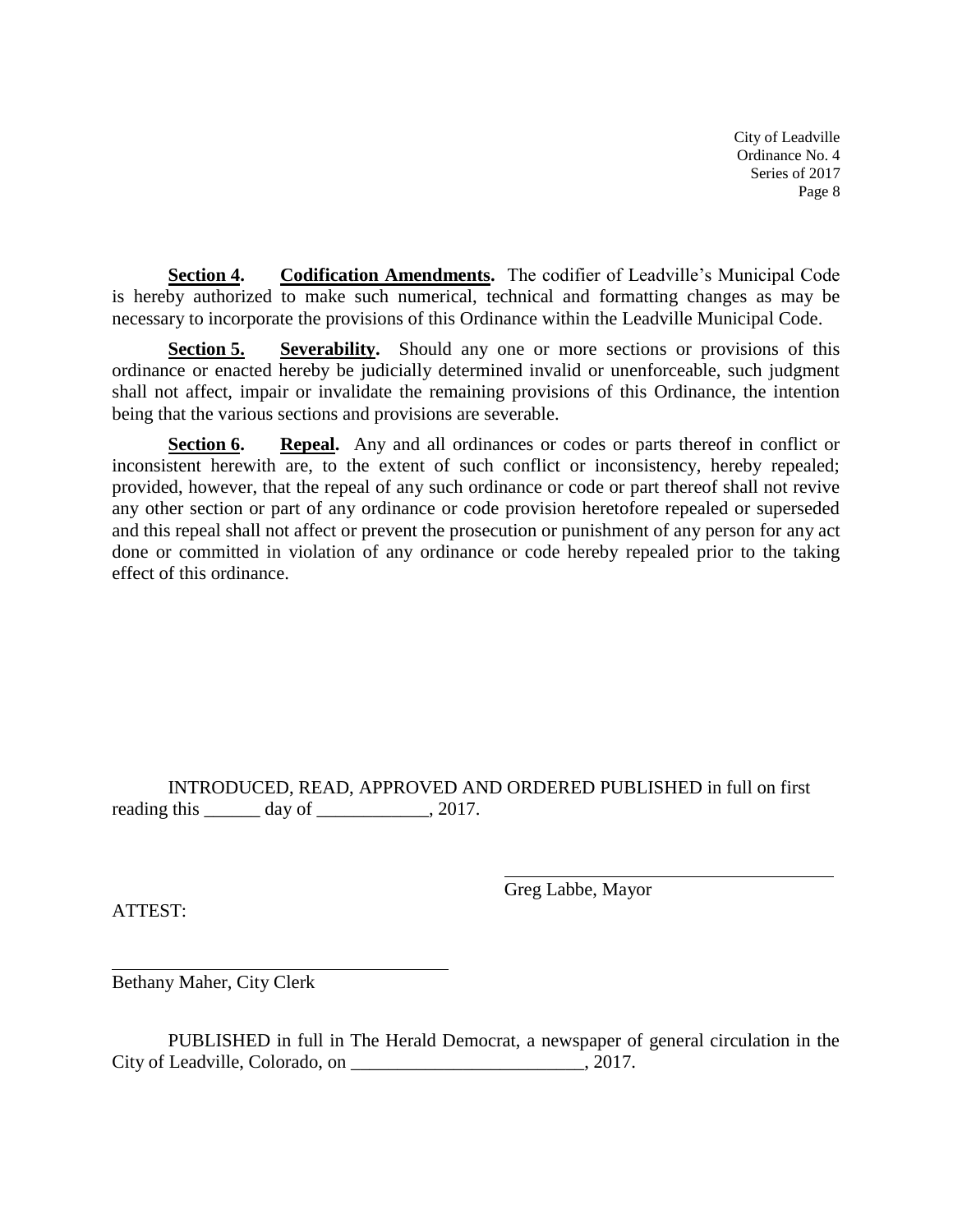**Section 4.** **Codification Amendments.** The codifier of Leadville's Municipal Code is hereby authorized to make such numerical, technical and formatting changes as may be necessary to incorporate the provisions of this Ordinance within the Leadville Municipal Code.

**Section 5.** **Severability.** Should any one or more sections or provisions of this ordinance or enacted hereby be judicially determined invalid or unenforceable, such judgment shall not affect, impair or invalidate the remaining provisions of this Ordinance, the intention being that the various sections and provisions are severable.

**Section 6.** **Repeal.** Any and all ordinances or codes or parts thereof in conflict or inconsistent herewith are, to the extent of such conflict or inconsistency, hereby repealed; provided, however, that the repeal of any such ordinance or code or part thereof shall not revive any other section or part of any ordinance or code provision heretofore repealed or superseded and this repeal shall not affect or prevent the prosecution or punishment of any person for any act done or committed in violation of any ordinance or code hereby repealed prior to the taking effect of this ordinance.

INTRODUCED, READ, APPROVED AND ORDERED PUBLISHED in full on first reading this ______ day of ____________, 2017.

_____________________________________
Greg Labbe, Mayor

ATTEST:

_____________________________________
Bethany Maher, City Clerk

PUBLISHED in full in The Herald Democrat, a newspaper of general circulation in the City of Leadville, Colorado, on _________________________, 2017.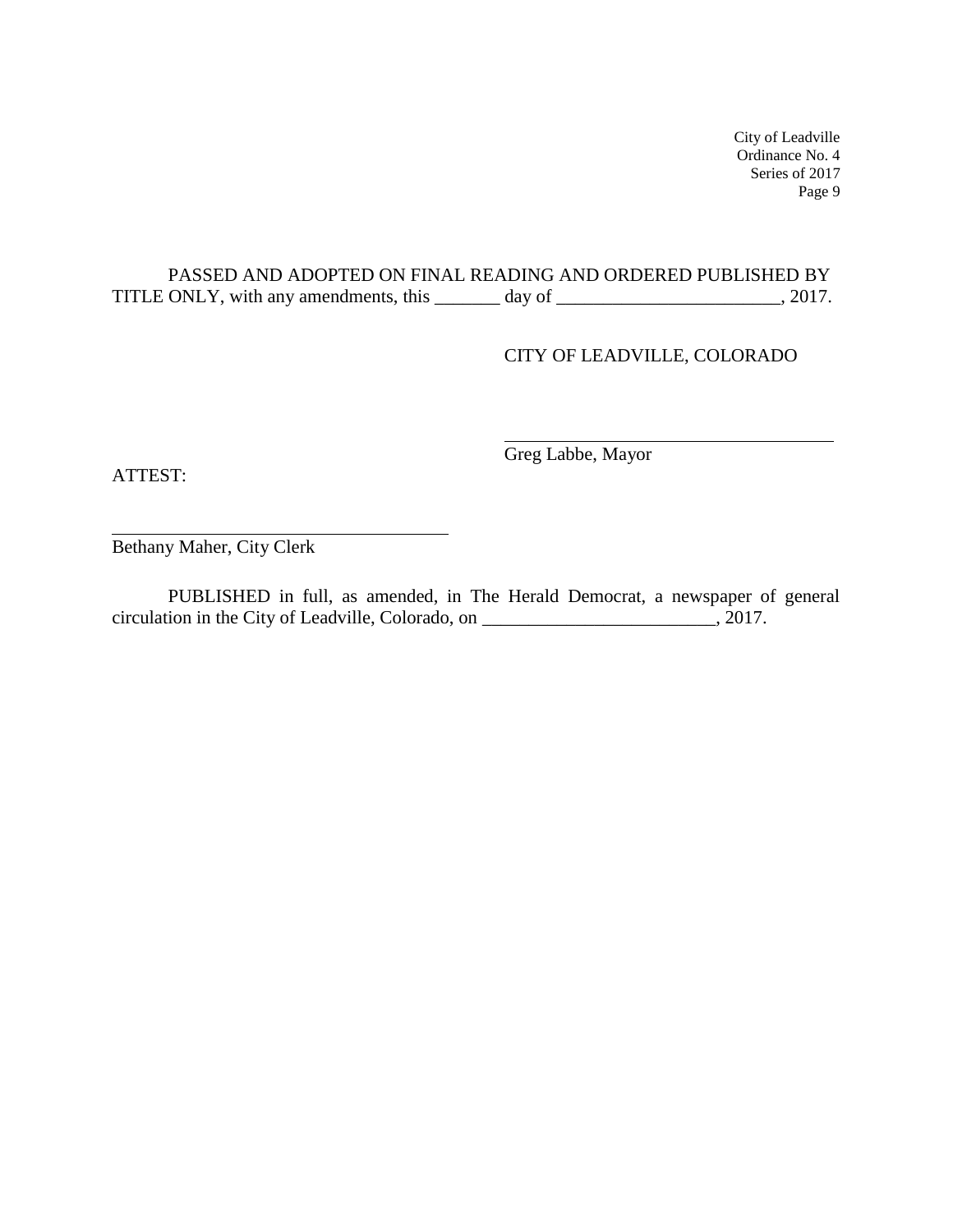PASSED AND ADOPTED ON FINAL READING AND ORDERED PUBLISHED BY TITLE ONLY, with any amendments, this _______ day of ________________________, 2017.

CITY OF LEADVILLE, COLORADO

_____________________________________
Greg Labbe, Mayor

ATTEST:

_____________________________________
Bethany Maher, City Clerk

PUBLISHED in full, as amended, in The Herald Democrat, a newspaper of general circulation in the City of Leadville, Colorado, on _________________________, 2017.